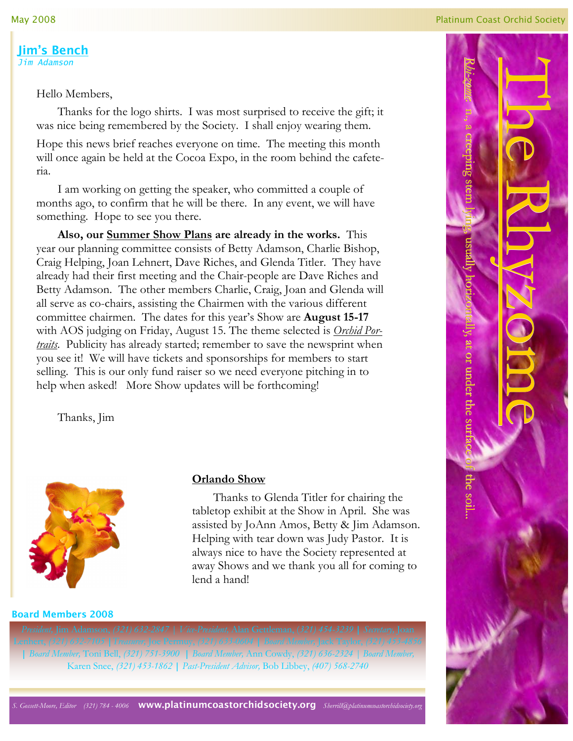# The Rhyzome

*Rhi-zome:* n., a creeping stem lying, usually horizontally, at or under the surface of the soil...

## Jim's Bench

*Jim Adamson*

Hello Members,

Thanks for the logo shirts. I was most surprised to receive the gift; it was nice being remembered by the Society. I shall enjoy wearing them.

Hope this news brief reaches everyone on time. The meeting this month will once again be held at the Cocoa Expo, in the room behind the cafeteria.

I am working on getting the speaker, who committed a couple of months ago, to confirm that he will be there. In any event, we will have something. Hope to see you there.

**Also, our Summer Show Plans are already in the works.** This year our planning committee consists of Betty Adamson, Charlie Bishop, Craig Helping, Joan Lehnert, Dave Riches, and Glenda Titler. They have already had their first meeting and the Chair-people are Dave Riches and Betty Adamson. The other members Charlie, Craig, Joan and Glenda will all serve as co-chairs, assisting the Chairmen with the various different committee chairmen. The dates for this year's Show are **August 15-17** with AOS judging on Friday, August 15. The theme selected is *Orchid Portraits*. Publicity has already started; remember to save the newsprint when you see it! We will have tickets and sponsorships for members to start selling. This is our only fund raiser so we need everyone pitching in to help when asked! More Show updates will be forthcoming!

Thanks, Jim

### Orlando Show

Thanks to Glenda Titler for chairing the tabletop exhibit at the Show in April. She was assisted by JoAnn Amos, Betty & Jim Adamson. Helping with tear down was Judy Pastor. It is always nice to have the Society represented at away Shows and we thank you all for coming to lend a hand!

### Board Members 2008

*President,* Jim Adamson, *(321) 632-2847* | *Vice-President,* Alan Gettleman, *(321) 454-3239* | *Secretary,* Joan Lehnert, *(321) 632-7105* | *Treasurer,* Joe Pernuy, *(321) 633-0604* | *Board Member,* Jack Taylor, *(321) 453-4856* | *Board Member,* Toni Bell, *(321) 751-3900* | *Board Member,* Ann Cowdy, *(321) 636-2324* | *Board Member,* Karen Snee, *(321) 453-1862* | *Past-President Advisor,* Bob Libbey, *(407) 568-2740*

*S. Gossett-Moore, Editor (321) 784 - 4006* **www.platinumcoastorchidsociety.org** *Sherrill@platinumcoastorchidsociety.org*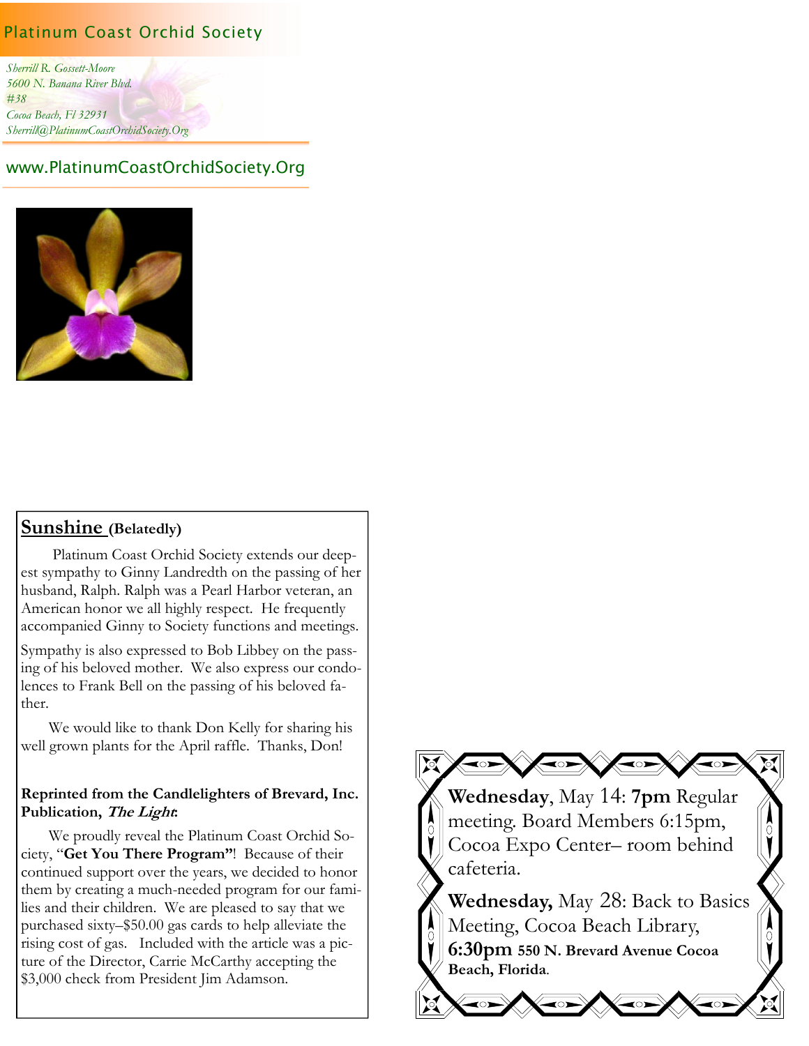Platinum Coast Orchid Society

*Sherrill R. Gossett-Moore*
*5600 N. Banana River Blvd.*
*#38*
*Cocoa Beach, Fl 32931*
*Sherrill@PlatinumCoastOrchidSociety.Org*

www.PlatinumCoastOrchidSociety.Org

## Sunshine (Belatedly)

Platinum Coast Orchid Society extends our deepest sympathy to Ginny Landredth on the passing of her husband, Ralph. Ralph was a Pearl Harbor veteran, an American honor we all highly respect. He frequently accompanied Ginny to Society functions and meetings.

Sympathy is also expressed to Bob Libbey on the passing of his beloved mother. We also express our condolences to Frank Bell on the passing of his beloved father.

We would like to thank Don Kelly for sharing his well grown plants for the April raffle. Thanks, Don!

**Reprinted from the Candlelighters of Brevard, Inc. Publication, *The Light*:**

We proudly reveal the Platinum Coast Orchid Society, "**Get You There Program"**! Because of their continued support over the years, we decided to honor them by creating a much-needed program for our families and their children. We are pleased to say that we purchased sixty–$50.00 gas cards to help alleviate the rising cost of gas. Included with the article was a picture of the Director, Carrie McCarthy accepting the $3,000 check from President Jim Adamson.

**Wednesday**, May 14: **7pm** Regular meeting. Board Members 6:15pm, Cocoa Expo Center– room behind cafeteria.

**Wednesday,** May 28: Back to Basics Meeting, Cocoa Beach Library, **6:30pm 550 N. Brevard Avenue Cocoa Beach, Florida**.